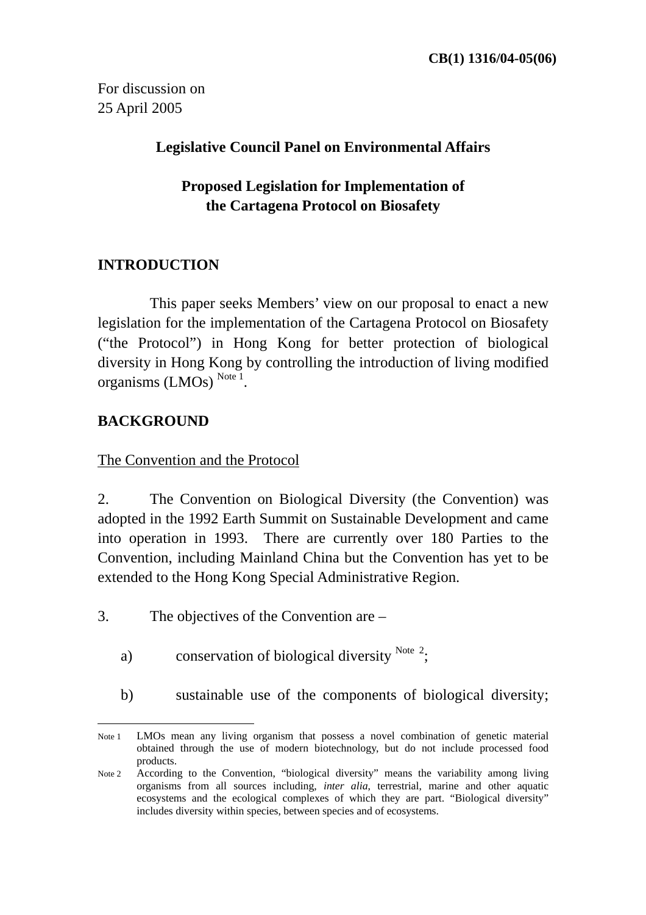**CB(1) 1316/04-05(06)**

For discussion on
25 April 2005

**Legislative Council Panel on Environmental Affairs**

**Proposed Legislation for Implementation of the Cartagena Protocol on Biosafety**

## INTRODUCTION

This paper seeks Members' view on our proposal to enact a new legislation for the implementation of the Cartagena Protocol on Biosafety ("the Protocol") in Hong Kong for better protection of biological diversity in Hong Kong by controlling the introduction of living modified organisms (LMOs) [Note 1].

## BACKGROUND

The Convention and the Protocol

2. The Convention on Biological Diversity (the Convention) was adopted in the 1992 Earth Summit on Sustainable Development and came into operation in 1993. There are currently over 180 Parties to the Convention, including Mainland China but the Convention has yet to be extended to the Hong Kong Special Administrative Region.

3. The objectives of the Convention are –

a) conservation of biological diversity [Note 2];

b) sustainable use of the components of biological diversity;

---

Note 1 LMOs mean any living organism that possess a novel combination of genetic material obtained through the use of modern biotechnology, but do not include processed food products.

Note 2 According to the Convention, "biological diversity" means the variability among living organisms from all sources including, *inter alia*, terrestrial, marine and other aquatic ecosystems and the ecological complexes of which they are part. "Biological diversity" includes diversity within species, between species and of ecosystems.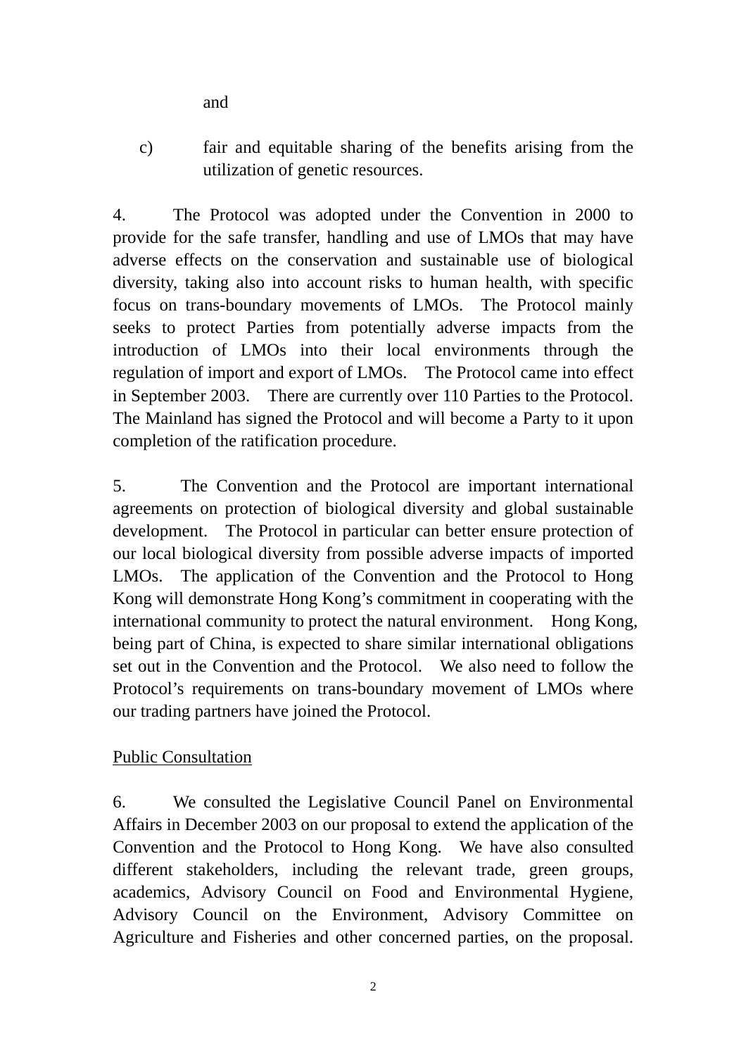and

c) fair and equitable sharing of the benefits arising from the utilization of genetic resources.

4. The Protocol was adopted under the Convention in 2000 to provide for the safe transfer, handling and use of LMOs that may have adverse effects on the conservation and sustainable use of biological diversity, taking also into account risks to human health, with specific focus on trans-boundary movements of LMOs. The Protocol mainly seeks to protect Parties from potentially adverse impacts from the introduction of LMOs into their local environments through the regulation of import and export of LMOs. The Protocol came into effect in September 2003. There are currently over 110 Parties to the Protocol. The Mainland has signed the Protocol and will become a Party to it upon completion of the ratification procedure.

5. The Convention and the Protocol are important international agreements on protection of biological diversity and global sustainable development. The Protocol in particular can better ensure protection of our local biological diversity from possible adverse impacts of imported LMOs. The application of the Convention and the Protocol to Hong Kong will demonstrate Hong Kong's commitment in cooperating with the international community to protect the natural environment. Hong Kong, being part of China, is expected to share similar international obligations set out in the Convention and the Protocol. We also need to follow the Protocol's requirements on trans-boundary movement of LMOs where our trading partners have joined the Protocol.

## Public Consultation

6. We consulted the Legislative Council Panel on Environmental Affairs in December 2003 on our proposal to extend the application of the Convention and the Protocol to Hong Kong. We have also consulted different stakeholders, including the relevant trade, green groups, academics, Advisory Council on Food and Environmental Hygiene, Advisory Council on the Environment, Advisory Committee on Agriculture and Fisheries and other concerned parties, on the proposal.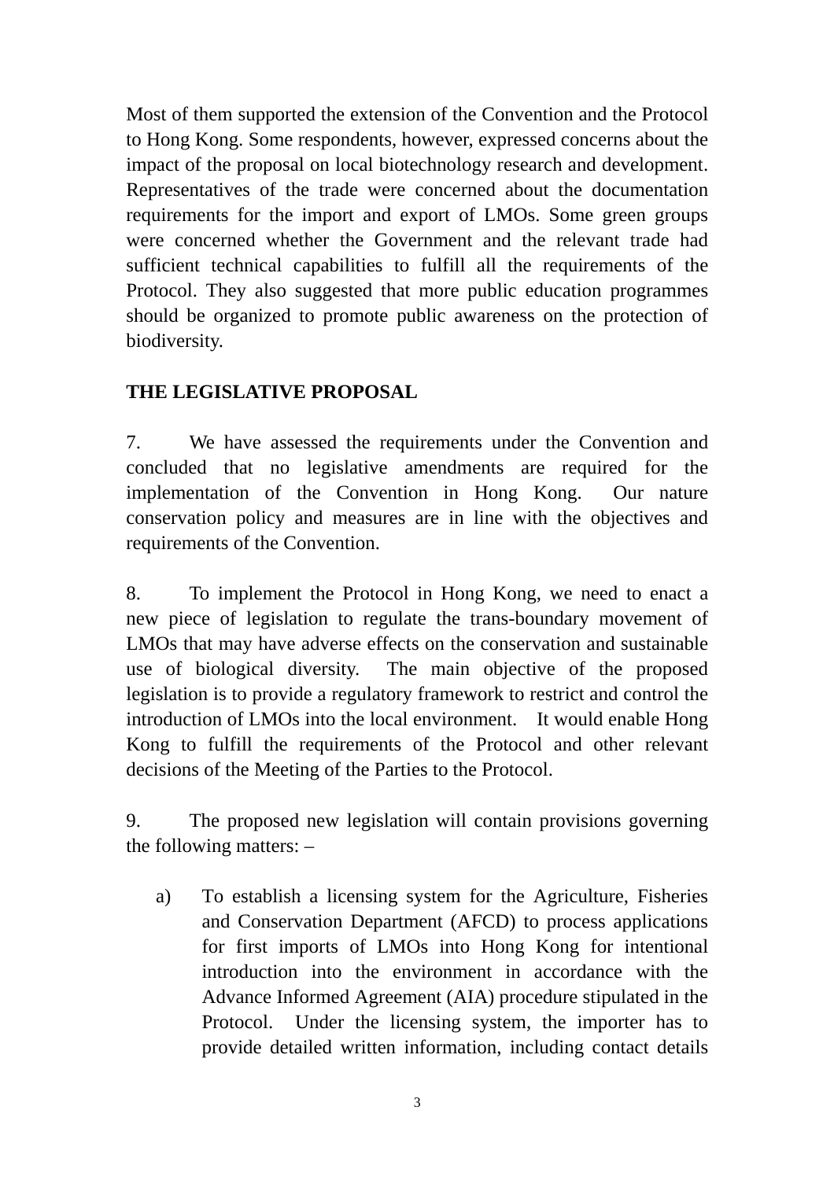Most of them supported the extension of the Convention and the Protocol to Hong Kong. Some respondents, however, expressed concerns about the impact of the proposal on local biotechnology research and development. Representatives of the trade were concerned about the documentation requirements for the import and export of LMOs. Some green groups were concerned whether the Government and the relevant trade had sufficient technical capabilities to fulfill all the requirements of the Protocol. They also suggested that more public education programmes should be organized to promote public awareness on the protection of biodiversity.

**THE LEGISLATIVE PROPOSAL**

7. We have assessed the requirements under the Convention and concluded that no legislative amendments are required for the implementation of the Convention in Hong Kong. Our nature conservation policy and measures are in line with the objectives and requirements of the Convention.

8. To implement the Protocol in Hong Kong, we need to enact a new piece of legislation to regulate the trans-boundary movement of LMOs that may have adverse effects on the conservation and sustainable use of biological diversity. The main objective of the proposed legislation is to provide a regulatory framework to restrict and control the introduction of LMOs into the local environment. It would enable Hong Kong to fulfill the requirements of the Protocol and other relevant decisions of the Meeting of the Parties to the Protocol.

9. The proposed new legislation will contain provisions governing the following matters: –

a) To establish a licensing system for the Agriculture, Fisheries and Conservation Department (AFCD) to process applications for first imports of LMOs into Hong Kong for intentional introduction into the environment in accordance with the Advance Informed Agreement (AIA) procedure stipulated in the Protocol. Under the licensing system, the importer has to provide detailed written information, including contact details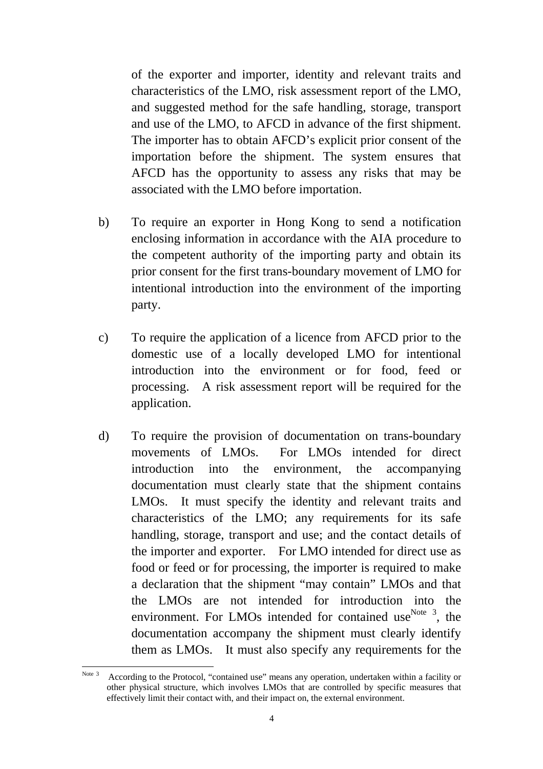of the exporter and importer, identity and relevant traits and characteristics of the LMO, risk assessment report of the LMO, and suggested method for the safe handling, storage, transport and use of the LMO, to AFCD in advance of the first shipment. The importer has to obtain AFCD's explicit prior consent of the importation before the shipment. The system ensures that AFCD has the opportunity to assess any risks that may be associated with the LMO before importation.

b) To require an exporter in Hong Kong to send a notification enclosing information in accordance with the AIA procedure to the competent authority of the importing party and obtain its prior consent for the first trans-boundary movement of LMO for intentional introduction into the environment of the importing party.

c) To require the application of a licence from AFCD prior to the domestic use of a locally developed LMO for intentional introduction into the environment or for food, feed or processing. A risk assessment report will be required for the application.

d) To require the provision of documentation on trans-boundary movements of LMOs. For LMOs intended for direct introduction into the environment, the accompanying documentation must clearly state that the shipment contains LMOs. It must specify the identity and relevant traits and characteristics of the LMO; any requirements for its safe handling, storage, transport and use; and the contact details of the importer and exporter. For LMO intended for direct use as food or feed or for processing, the importer is required to make a declaration that the shipment "may contain" LMOs and that the LMOs are not intended for introduction into the environment. For LMOs intended for contained use[Note 3], the documentation accompany the shipment must clearly identify them as LMOs. It must also specify any requirements for the

---

[Note 3] According to the Protocol, "contained use" means any operation, undertaken within a facility or other physical structure, which involves LMOs that are controlled by specific measures that effectively limit their contact with, and their impact on, the external environment.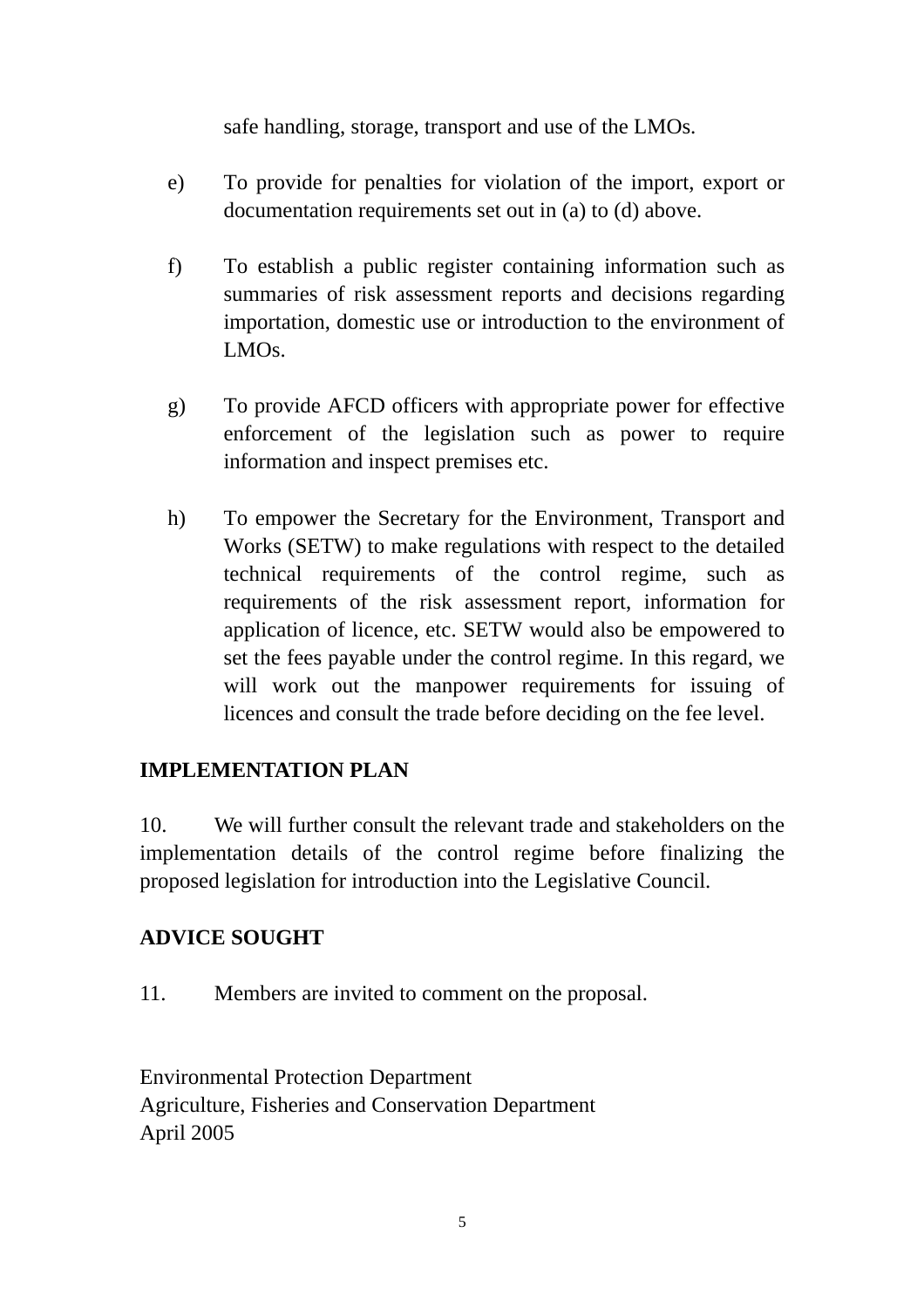safe handling, storage, transport and use of the LMOs.

e) To provide for penalties for violation of the import, export or documentation requirements set out in (a) to (d) above.

f) To establish a public register containing information such as summaries of risk assessment reports and decisions regarding importation, domestic use or introduction to the environment of LMOs.

g) To provide AFCD officers with appropriate power for effective enforcement of the legislation such as power to require information and inspect premises etc.

h) To empower the Secretary for the Environment, Transport and Works (SETW) to make regulations with respect to the detailed technical requirements of the control regime, such as requirements of the risk assessment report, information for application of licence, etc. SETW would also be empowered to set the fees payable under the control regime. In this regard, we will work out the manpower requirements for issuing of licences and consult the trade before deciding on the fee level.

**IMPLEMENTATION PLAN**

10. We will further consult the relevant trade and stakeholders on the implementation details of the control regime before finalizing the proposed legislation for introduction into the Legislative Council.

**ADVICE SOUGHT**

11. Members are invited to comment on the proposal.

Environmental Protection Department
Agriculture, Fisheries and Conservation Department
April 2005